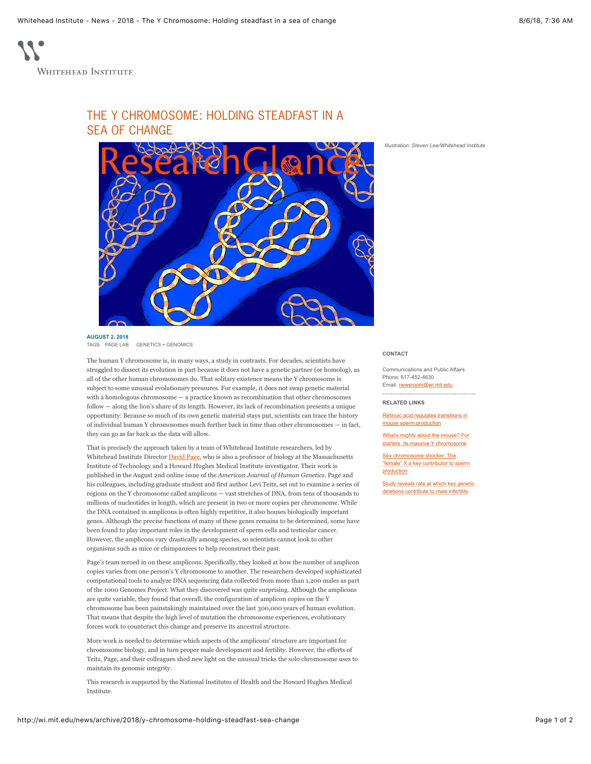# THE Y CHROMOSOME: HOLDING STEADFAST IN A SEA OF CHANGE

*Illustration: Steven Lee/Whitehead Institute*

**AUGUST 2, 2018**

TAGS: PAGE LAB GENETICS + GENOMICS

The human Y chromosome is, in many ways, a study in contrasts. For decades, scientists have struggled to dissect its evolution in part because it does not have a genetic partner (or homolog), as all of the other human chromosomes do. That solitary existence means the Y chromosome is subject to some unusual evolutionary pressures. For example, it does not swap genetic material with a homologous chromosome — a practice known as recombination that other chromosomes follow — along the lion's share of its length. However, its lack of recombination presents a unique opportunity: Because so much of its own genetic material stays put, scientists can trace the history of individual human Y chromosomes much further back in time than other chromosomes — in fact, they can go as far back as the data will allow.

That is precisely the approach taken by a team of Whitehead Institute researchers, led by Whitehead Institute Director David Page, who is also a professor of biology at the Massachusetts Institute of Technology and a Howard Hughes Medical Institute investigator. Their work is published in the August 2nd online issue of the *American Journal of Human Genetics*. Page and his colleagues, including graduate student and first author Levi Teitz, set out to examine a series of regions on the Y chromosome called amplicons — vast stretches of DNA, from tens of thousands to millions of nucleotides in length, which are present in two or more copies per chromosome. While the DNA contained in amplicons is often highly repetitive, it also houses biologically important genes. Although the precise functions of many of these genes remains to be determined, some have been found to play important roles in the development of sperm cells and testicular cancer. However, the amplicons vary drastically among species, so scientists cannot look to other organisms such as mice or chimpanzees to help reconstruct their past.

Page's team zeroed in on these amplicons. Specifically, they looked at how the number of amplicon copies varies from one person's Y chromosome to another. The researchers developed sophisticated computational tools to analyze DNA sequencing data collected from more than 1,200 males as part of the 1000 Genomes Project. What they discovered was quite surprising. Although the amplicons are quite variable, they found that overall, the configuration of amplicon copies on the Y chromosome has been painstakingly maintained over the last 300,000 years of human evolution. That means that despite the high level of mutation the chromosome experiences, evolutionary forces work to counteract this change and preserve its ancestral structure.

More work is needed to determine which aspects of the amplicons' structure are important for chromosome biology, and in turn proper male development and fertility. However, the efforts of Teitz, Page, and their colleagues shed new light on the unusual tricks the solo chromosome uses to maintain its genomic integrity.

This research is supported by the National Institutes of Health and the Howard Hughes Medical Institute.

**CONTACT**

Communications and Public Affairs
Phone: 617-452-4630
Email: newsroom@wi.mit.edu

**RELATED LINKS**

Retinoic acid regulates transitions in mouse sperm production

What's mighty about the mouse? For starters, its massive Y chromosome

Sex chromosome shocker: The "female" X a key contributor to sperm production

Study reveals rate at which key genetic deletions contribute to male infertility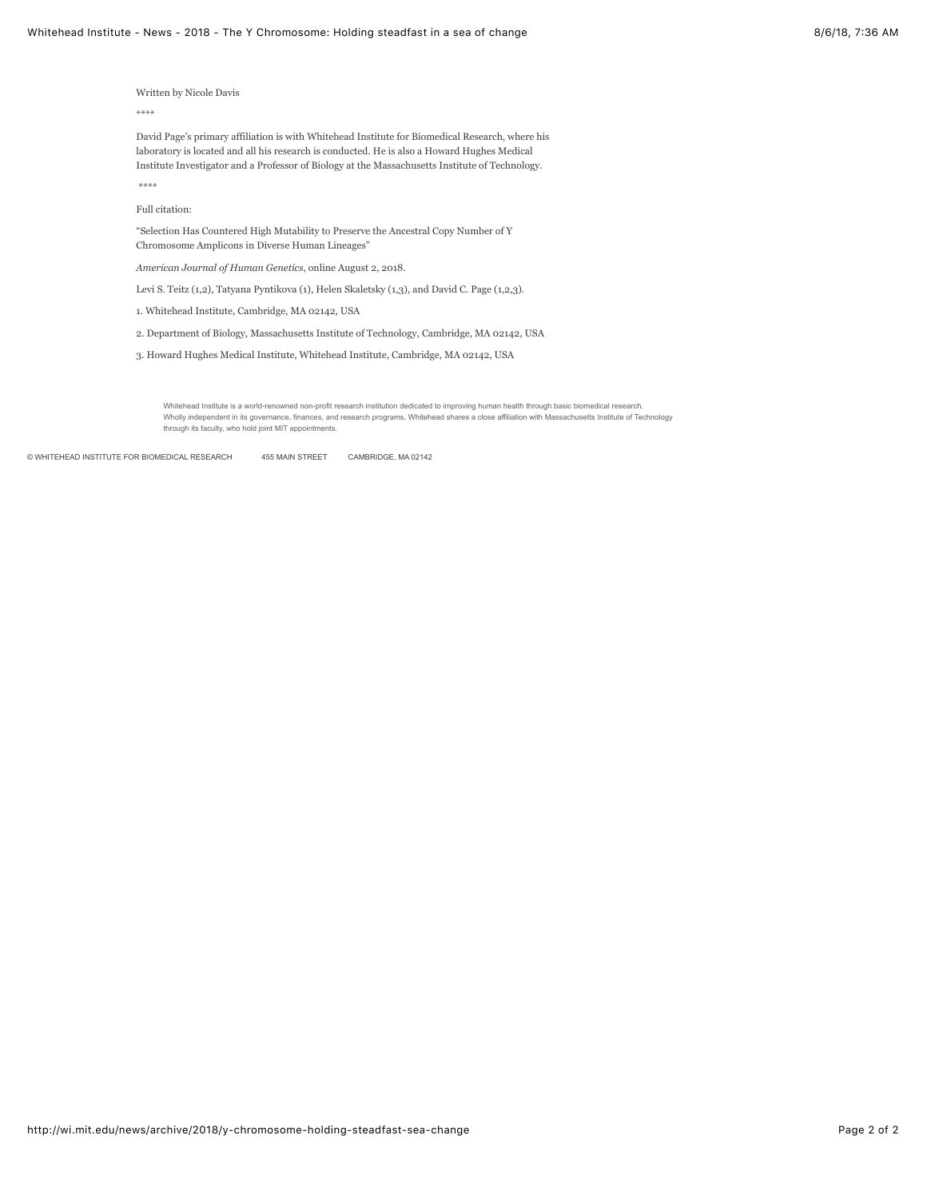Written by Nicole Davis

****

David Page's primary affiliation is with Whitehead Institute for Biomedical Research, where his laboratory is located and all his research is conducted. He is also a Howard Hughes Medical Institute Investigator and a Professor of Biology at the Massachusetts Institute of Technology.

****

Full citation:

"Selection Has Countered High Mutability to Preserve the Ancestral Copy Number of Y Chromosome Amplicons in Diverse Human Lineages"

*American Journal of Human Genetics*, online August 2, 2018.

Levi S. Teitz (1,2), Tatyana Pyntikova (1), Helen Skaletsky (1,3), and David C. Page (1,2,3).

1. Whitehead Institute, Cambridge, MA 02142, USA

2. Department of Biology, Massachusetts Institute of Technology, Cambridge, MA 02142, USA

3. Howard Hughes Medical Institute, Whitehead Institute, Cambridge, MA 02142, USA

Whitehead Institute is a world-renowned non-profit research institution dedicated to improving human health through basic biomedical research. Wholly independent in its governance, finances, and research programs, Whitehead shares a close affiliation with Massachusetts Institute of Technology through its faculty, who hold joint MIT appointments.

© WHITEHEAD INSTITUTE FOR BIOMEDICAL RESEARCH 455 MAIN STREET CAMBRIDGE, MA 02142